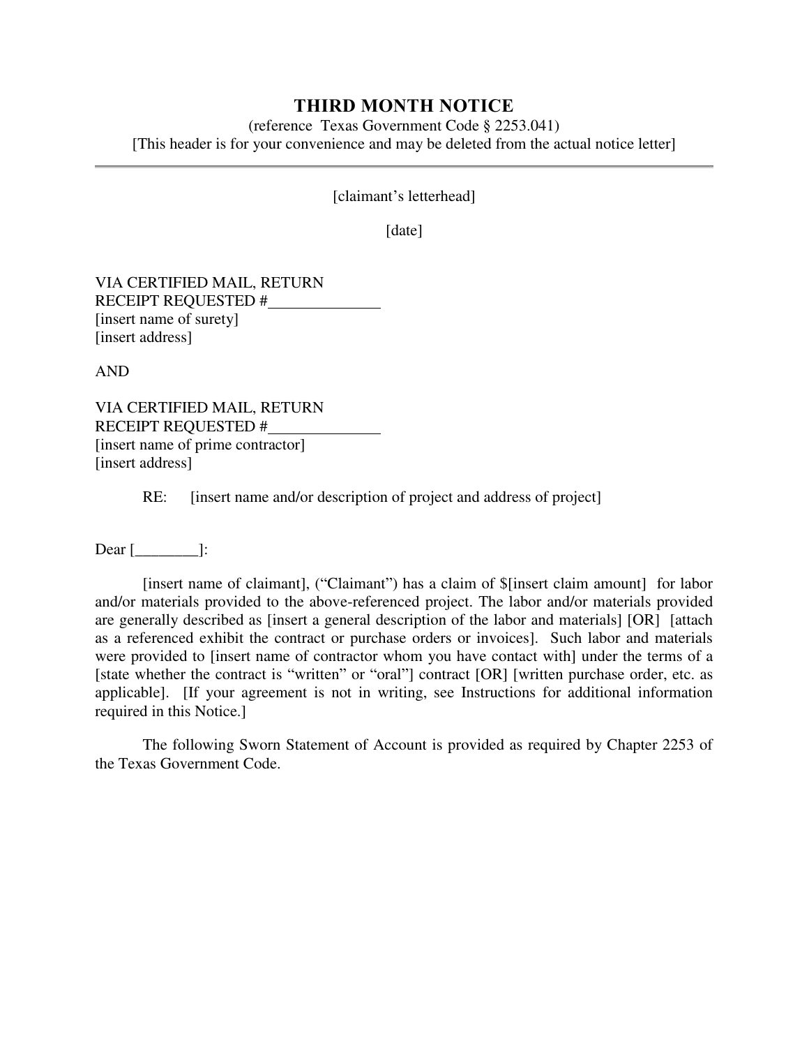# THIRD MONTH NOTICE

(reference Texas Government Code § 2253.041)
[This header is for your convenience and may be deleted from the actual notice letter]

---

[claimant's letterhead]

[date]

VIA CERTIFIED MAIL, RETURN
RECEIPT REQUESTED #______________
[insert name of surety]
[insert address]

AND

VIA CERTIFIED MAIL, RETURN
RECEIPT REQUESTED #______________
[insert name of prime contractor]
[insert address]

RE: [insert name and/or description of project and address of project]

Dear [________]:

[insert name of claimant], ("Claimant") has a claim of $[insert claim amount] for labor and/or materials provided to the above-referenced project. The labor and/or materials provided are generally described as [insert a general description of the labor and materials] [OR] [attach as a referenced exhibit the contract or purchase orders or invoices]. Such labor and materials were provided to [insert name of contractor whom you have contact with] under the terms of a [state whether the contract is "written" or "oral"] contract [OR] [written purchase order, etc. as applicable]. [If your agreement is not in writing, see Instructions for additional information required in this Notice.]

The following Sworn Statement of Account is provided as required by Chapter 2253 of the Texas Government Code.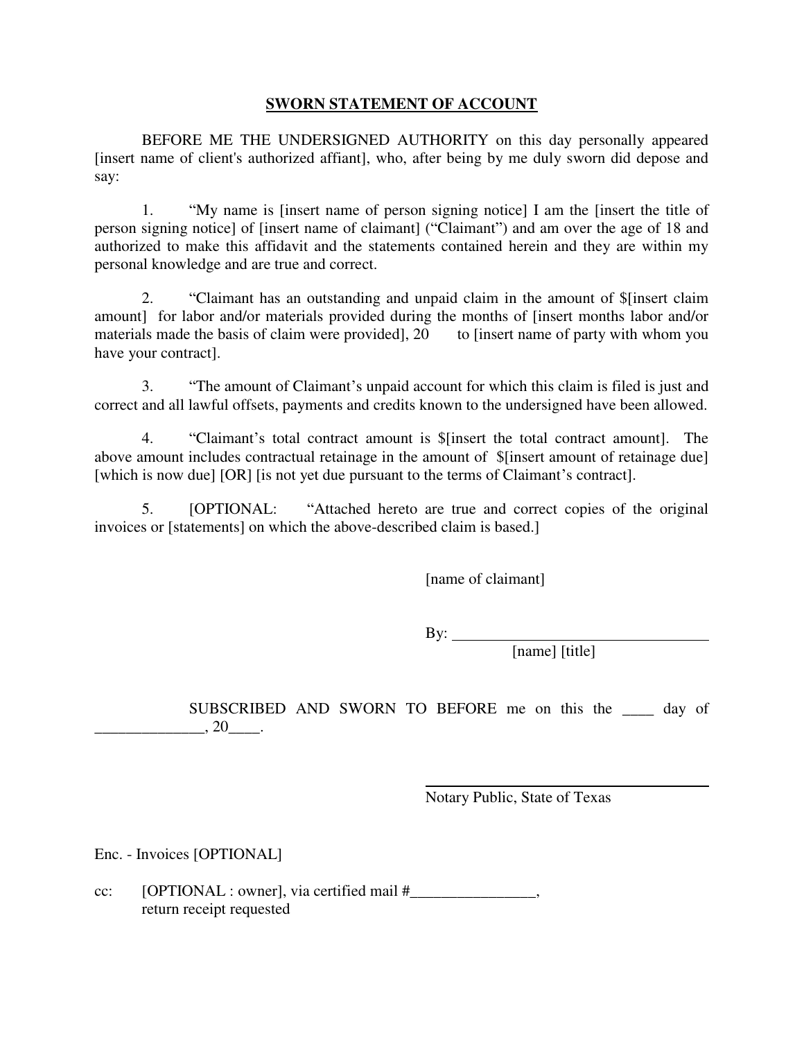# SWORN STATEMENT OF ACCOUNT

BEFORE ME THE UNDERSIGNED AUTHORITY on this day personally appeared [insert name of client's authorized affiant], who, after being by me duly sworn did depose and say:

1. "My name is [insert name of person signing notice] I am the [insert the title of person signing notice] of [insert name of claimant] ("Claimant") and am over the age of 18 and authorized to make this affidavit and the statements contained herein and they are within my personal knowledge and are true and correct.

2. "Claimant has an outstanding and unpaid claim in the amount of $[insert claim amount] for labor and/or materials provided during the months of [insert months labor and/or materials made the basis of claim were provided], 20 to [insert name of party with whom you have your contract].

3. "The amount of Claimant's unpaid account for which this claim is filed is just and correct and all lawful offsets, payments and credits known to the undersigned have been allowed.

4. "Claimant's total contract amount is $[insert the total contract amount]. The above amount includes contractual retainage in the amount of $[insert amount of retainage due] [which is now due] [OR] [is not yet due pursuant to the terms of Claimant's contract].

5. [OPTIONAL: "Attached hereto are true and correct copies of the original invoices or [statements] on which the above-described claim is based.]

[name of claimant]

By: _________________________________
[name] [title]

SUBSCRIBED AND SWORN TO BEFORE me on this the ____ day of ______________, 20____.

_________________________________
Notary Public, State of Texas

Enc. - Invoices [OPTIONAL]

cc: [OPTIONAL : owner], via certified mail #________________, return receipt requested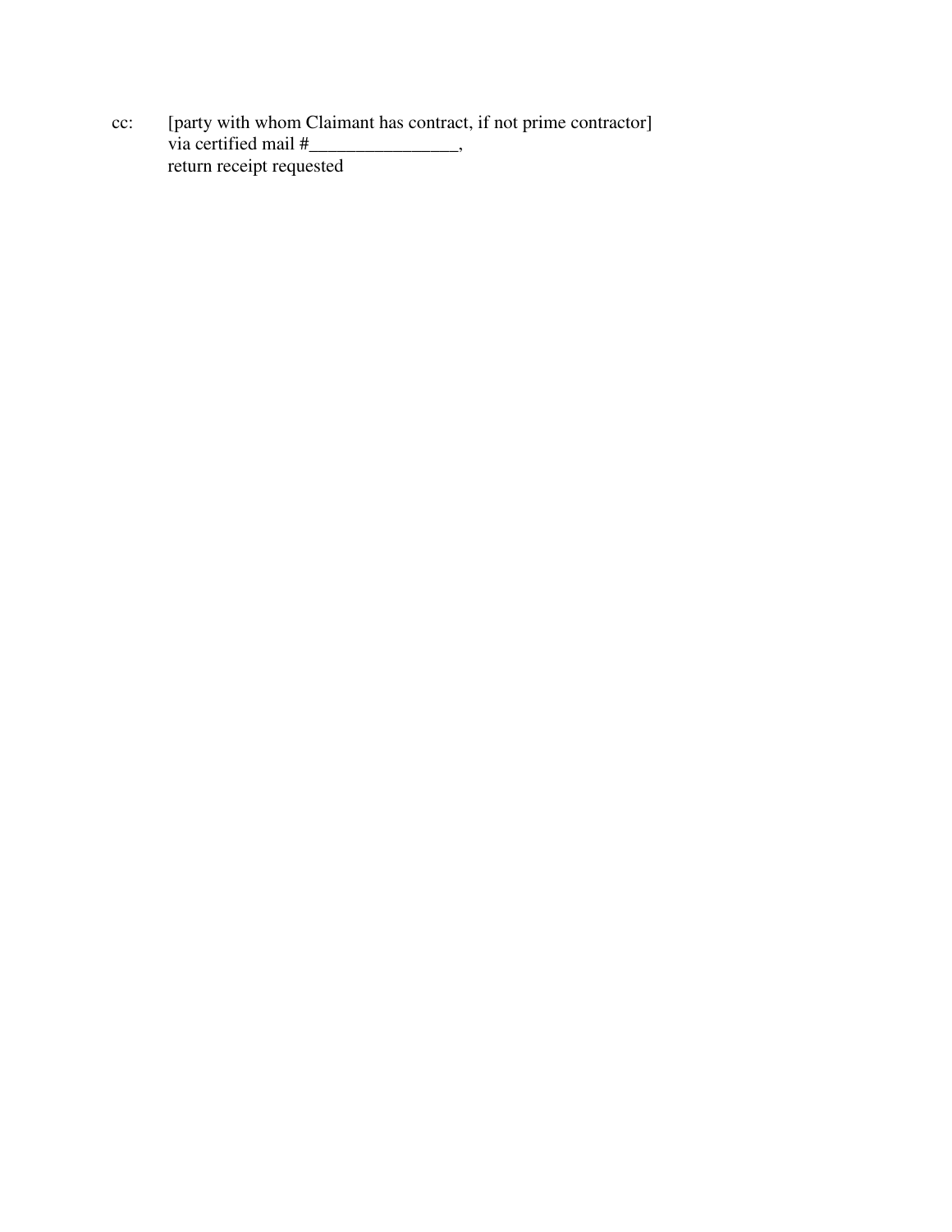cc: [party with whom Claimant has contract, if not prime contractor]
via certified mail #________________,
return receipt requested